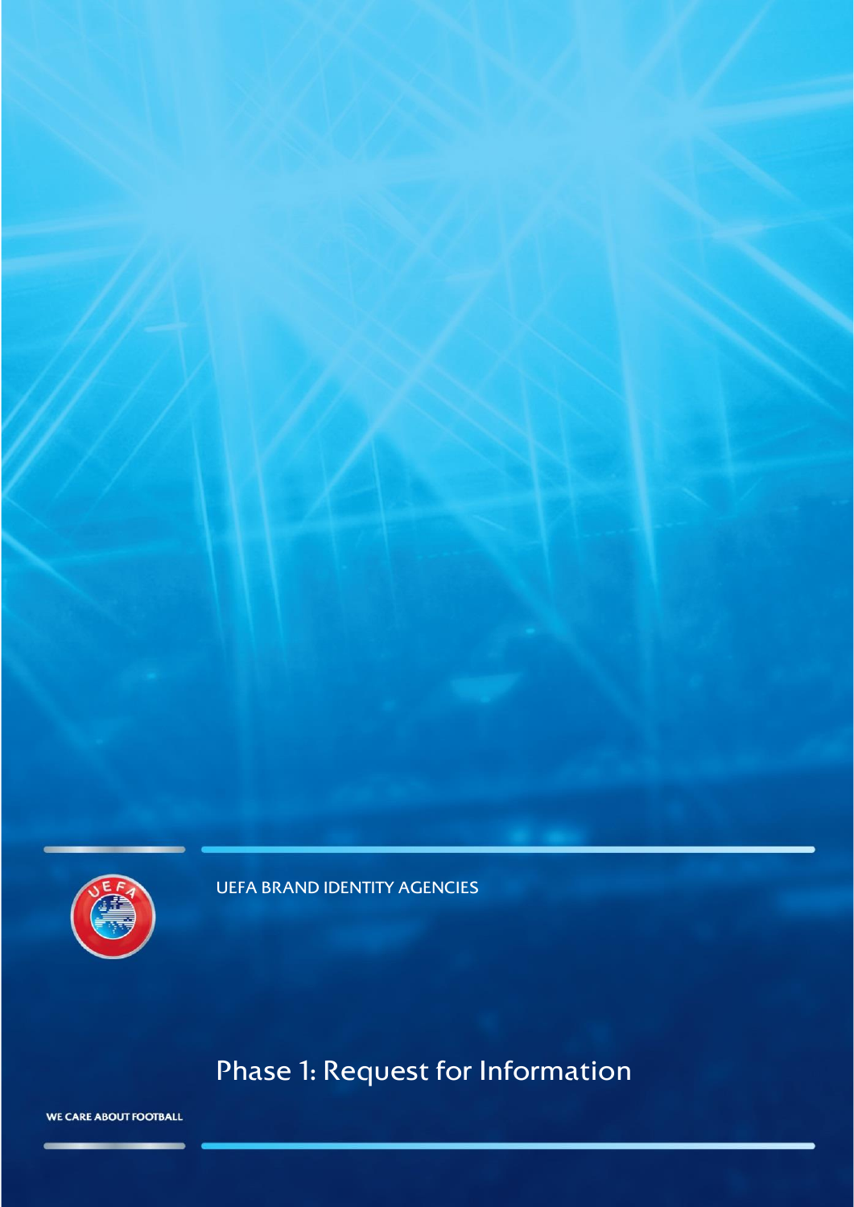UEFA BRAND IDENTITY AGENCIES

# Phase 1: Request for Information

WE CARE ABOUT FOOTBALL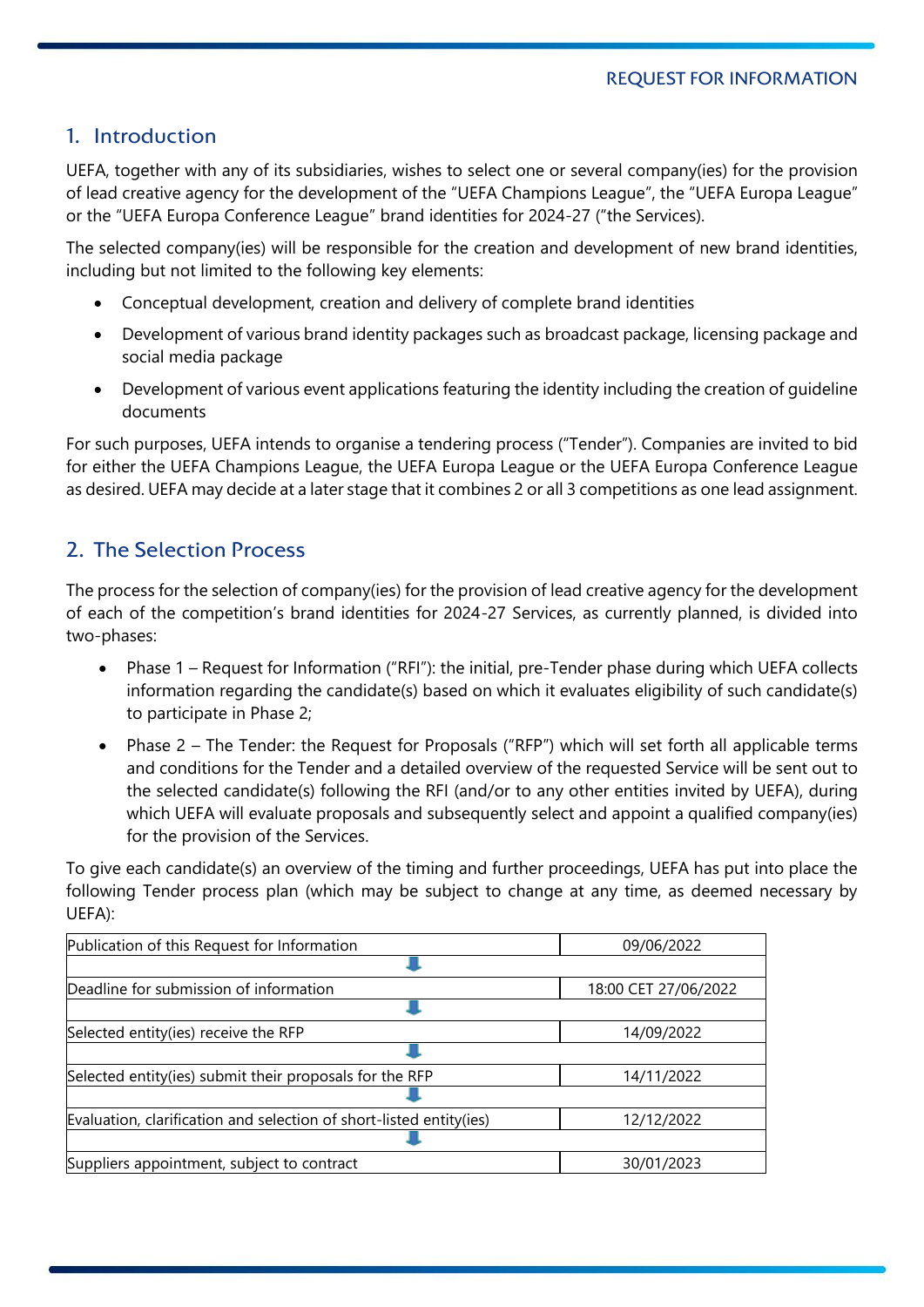## 1. Introduction

UEFA, together with any of its subsidiaries, wishes to select one or several company(ies) for the provision of lead creative agency for the development of the "UEFA Champions League", the "UEFA Europa League" or the "UEFA Europa Conference League" brand identities for 2024-27 ("the Services).

The selected company(ies) will be responsible for the creation and development of new brand identities, including but not limited to the following key elements:

- Conceptual development, creation and delivery of complete brand identities
- Development of various brand identity packages such as broadcast package, licensing package and social media package
- Development of various event applications featuring the identity including the creation of guideline documents

For such purposes, UEFA intends to organise a tendering process ("Tender"). Companies are invited to bid for either the UEFA Champions League, the UEFA Europa League or the UEFA Europa Conference League as desired. UEFA may decide at a later stage that it combines 2 or all 3 competitions as one lead assignment.

## 2. The Selection Process

The process for the selection of company(ies) for the provision of lead creative agency for the development of each of the competition's brand identities for 2024-27 Services, as currently planned, is divided into two-phases:

- Phase 1 – Request for Information ("RFI"): the initial, pre-Tender phase during which UEFA collects information regarding the candidate(s) based on which it evaluates eligibility of such candidate(s) to participate in Phase 2;
- Phase 2 – The Tender: the Request for Proposals ("RFP") which will set forth all applicable terms and conditions for the Tender and a detailed overview of the requested Service will be sent out to the selected candidate(s) following the RFI (and/or to any other entities invited by UEFA), during which UEFA will evaluate proposals and subsequently select and appoint a qualified company(ies) for the provision of the Services.

To give each candidate(s) an overview of the timing and further proceedings, UEFA has put into place the following Tender process plan (which may be subject to change at any time, as deemed necessary by UEFA):

| Step | Date |
|---|---|
| Publication of this Request for Information | 09/06/2022 |
| ↓ | |
| Deadline for submission of information | 18:00 CET 27/06/2022 |
| ↓ | |
| Selected entity(ies) receive the RFP | 14/09/2022 |
| ↓ | |
| Selected entity(ies) submit their proposals for the RFP | 14/11/2022 |
| ↓ | |
| Evaluation, clarification and selection of short-listed entity(ies) | 12/12/2022 |
| ↓ | |
| Suppliers appointment, subject to contract | 30/01/2023 |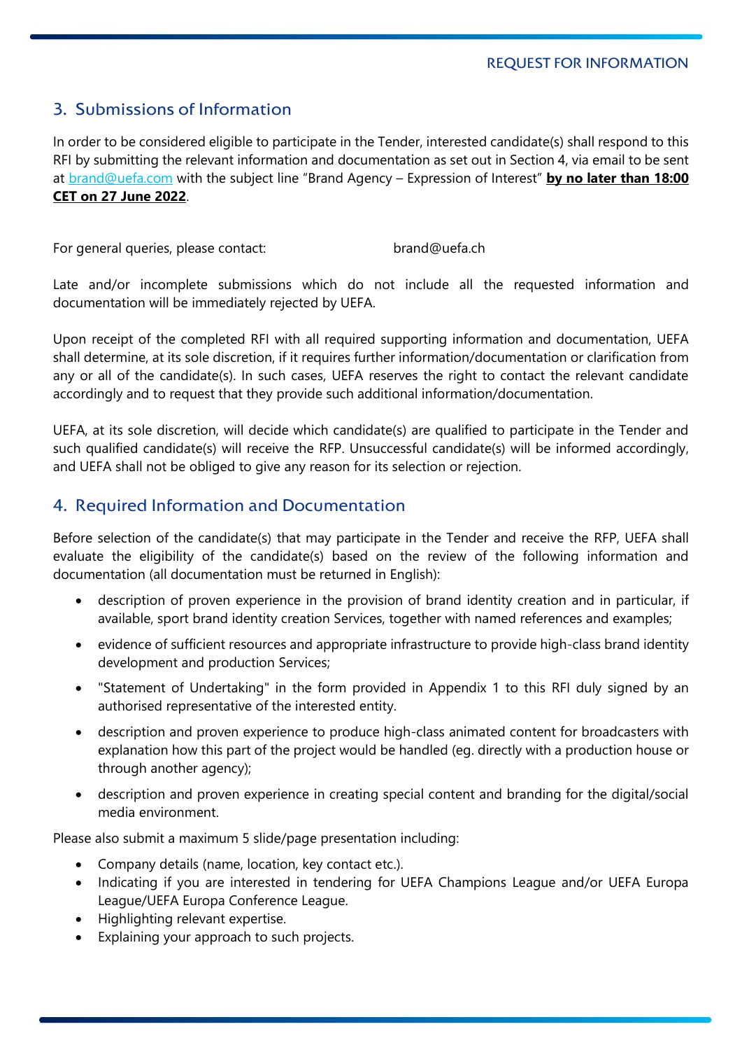## 3. Submissions of Information

In order to be considered eligible to participate in the Tender, interested candidate(s) shall respond to this RFI by submitting the relevant information and documentation as set out in Section 4, via email to be sent at brand@uefa.com with the subject line "Brand Agency – Expression of Interest" **by no later than 18:00 CET on 27 June 2022**.

For general queries, please contact: brand@uefa.ch

Late and/or incomplete submissions which do not include all the requested information and documentation will be immediately rejected by UEFA.

Upon receipt of the completed RFI with all required supporting information and documentation, UEFA shall determine, at its sole discretion, if it requires further information/documentation or clarification from any or all of the candidate(s). In such cases, UEFA reserves the right to contact the relevant candidate accordingly and to request that they provide such additional information/documentation.

UEFA, at its sole discretion, will decide which candidate(s) are qualified to participate in the Tender and such qualified candidate(s) will receive the RFP. Unsuccessful candidate(s) will be informed accordingly, and UEFA shall not be obliged to give any reason for its selection or rejection.

## 4. Required Information and Documentation

Before selection of the candidate(s) that may participate in the Tender and receive the RFP, UEFA shall evaluate the eligibility of the candidate(s) based on the review of the following information and documentation (all documentation must be returned in English):

- description of proven experience in the provision of brand identity creation and in particular, if available, sport brand identity creation Services, together with named references and examples;
- evidence of sufficient resources and appropriate infrastructure to provide high-class brand identity development and production Services;
- "Statement of Undertaking" in the form provided in Appendix 1 to this RFI duly signed by an authorised representative of the interested entity.
- description and proven experience to produce high-class animated content for broadcasters with explanation how this part of the project would be handled (eg. directly with a production house or through another agency);
- description and proven experience in creating special content and branding for the digital/social media environment.

Please also submit a maximum 5 slide/page presentation including:

- Company details (name, location, key contact etc.).
- Indicating if you are interested in tendering for UEFA Champions League and/or UEFA Europa League/UEFA Europa Conference League.
- Highlighting relevant expertise.
- Explaining your approach to such projects.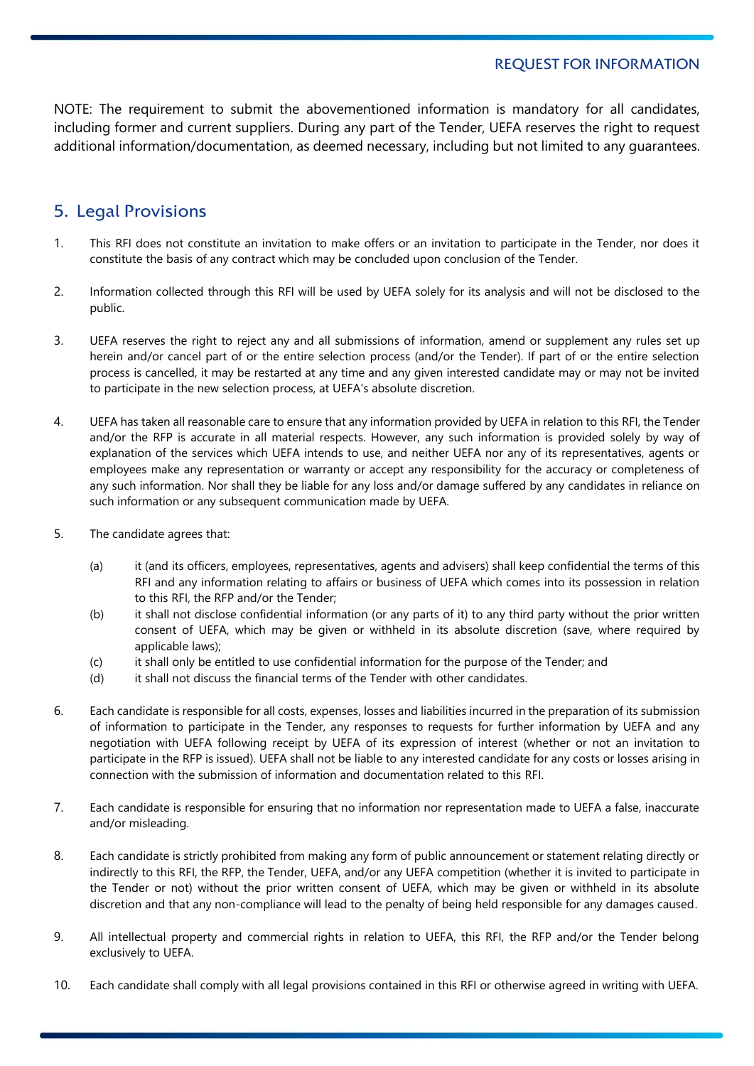NOTE: The requirement to submit the abovementioned information is mandatory for all candidates, including former and current suppliers. During any part of the Tender, UEFA reserves the right to request additional information/documentation, as deemed necessary, including but not limited to any guarantees.

## 5. Legal Provisions

1. This RFI does not constitute an invitation to make offers or an invitation to participate in the Tender, nor does it constitute the basis of any contract which may be concluded upon conclusion of the Tender.

2. Information collected through this RFI will be used by UEFA solely for its analysis and will not be disclosed to the public.

3. UEFA reserves the right to reject any and all submissions of information, amend or supplement any rules set up herein and/or cancel part of or the entire selection process (and/or the Tender). If part of or the entire selection process is cancelled, it may be restarted at any time and any given interested candidate may or may not be invited to participate in the new selection process, at UEFA's absolute discretion.

4. UEFA has taken all reasonable care to ensure that any information provided by UEFA in relation to this RFI, the Tender and/or the RFP is accurate in all material respects. However, any such information is provided solely by way of explanation of the services which UEFA intends to use, and neither UEFA nor any of its representatives, agents or employees make any representation or warranty or accept any responsibility for the accuracy or completeness of any such information. Nor shall they be liable for any loss and/or damage suffered by any candidates in reliance on such information or any subsequent communication made by UEFA.

5. The candidate agrees that:

   (a) it (and its officers, employees, representatives, agents and advisers) shall keep confidential the terms of this RFI and any information relating to affairs or business of UEFA which comes into its possession in relation to this RFI, the RFP and/or the Tender;

   (b) it shall not disclose confidential information (or any parts of it) to any third party without the prior written consent of UEFA, which may be given or withheld in its absolute discretion (save, where required by applicable laws);

   (c) it shall only be entitled to use confidential information for the purpose of the Tender; and

   (d) it shall not discuss the financial terms of the Tender with other candidates.

6. Each candidate is responsible for all costs, expenses, losses and liabilities incurred in the preparation of its submission of information to participate in the Tender, any responses to requests for further information by UEFA and any negotiation with UEFA following receipt by UEFA of its expression of interest (whether or not an invitation to participate in the RFP is issued). UEFA shall not be liable to any interested candidate for any costs or losses arising in connection with the submission of information and documentation related to this RFI.

7. Each candidate is responsible for ensuring that no information nor representation made to UEFA a false, inaccurate and/or misleading.

8. Each candidate is strictly prohibited from making any form of public announcement or statement relating directly or indirectly to this RFI, the RFP, the Tender, UEFA, and/or any UEFA competition (whether it is invited to participate in the Tender or not) without the prior written consent of UEFA, which may be given or withheld in its absolute discretion and that any non-compliance will lead to the penalty of being held responsible for any damages caused.

9. All intellectual property and commercial rights in relation to UEFA, this RFI, the RFP and/or the Tender belong exclusively to UEFA.

10. Each candidate shall comply with all legal provisions contained in this RFI or otherwise agreed in writing with UEFA.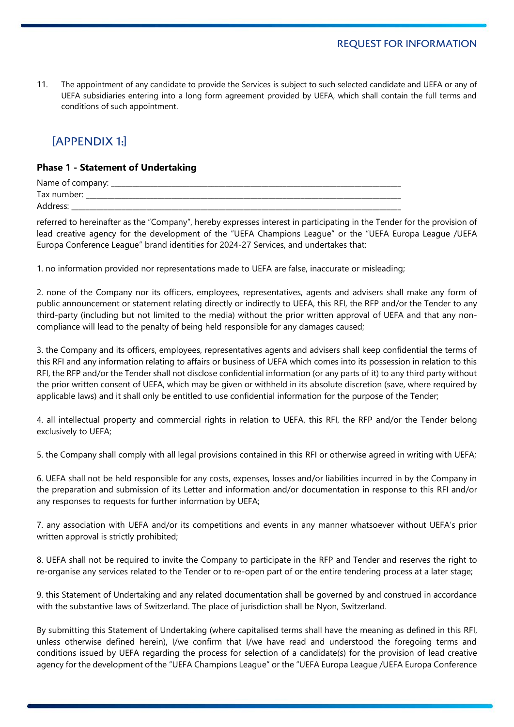11. The appointment of any candidate to provide the Services is subject to such selected candidate and UEFA or any of UEFA subsidiaries entering into a long form agreement provided by UEFA, which shall contain the full terms and conditions of such appointment.

## [APPENDIX 1:]

**Phase 1 - Statement of Undertaking**

Name of company: ___________________________________________________________________________
Tax number: ________________________________________________________________________________
Address: ___________________________________________________________________________________

referred to hereinafter as the "Company", hereby expresses interest in participating in the Tender for the provision of lead creative agency for the development of the "UEFA Champions League" or the "UEFA Europa League /UEFA Europa Conference League" brand identities for 2024-27 Services, and undertakes that:

1. no information provided nor representations made to UEFA are false, inaccurate or misleading;

2. none of the Company nor its officers, employees, representatives, agents and advisers shall make any form of public announcement or statement relating directly or indirectly to UEFA, this RFI, the RFP and/or the Tender to any third-party (including but not limited to the media) without the prior written approval of UEFA and that any non-compliance will lead to the penalty of being held responsible for any damages caused;

3. the Company and its officers, employees, representatives agents and advisers shall keep confidential the terms of this RFI and any information relating to affairs or business of UEFA which comes into its possession in relation to this RFI, the RFP and/or the Tender shall not disclose confidential information (or any parts of it) to any third party without the prior written consent of UEFA, which may be given or withheld in its absolute discretion (save, where required by applicable laws) and it shall only be entitled to use confidential information for the purpose of the Tender;

4. all intellectual property and commercial rights in relation to UEFA, this RFI, the RFP and/or the Tender belong exclusively to UEFA;

5. the Company shall comply with all legal provisions contained in this RFI or otherwise agreed in writing with UEFA;

6. UEFA shall not be held responsible for any costs, expenses, losses and/or liabilities incurred in by the Company in the preparation and submission of its Letter and information and/or documentation in response to this RFI and/or any responses to requests for further information by UEFA;

7. any association with UEFA and/or its competitions and events in any manner whatsoever without UEFA's prior written approval is strictly prohibited;

8. UEFA shall not be required to invite the Company to participate in the RFP and Tender and reserves the right to re-organise any services related to the Tender or to re-open part of or the entire tendering process at a later stage;

9. this Statement of Undertaking and any related documentation shall be governed by and construed in accordance with the substantive laws of Switzerland. The place of jurisdiction shall be Nyon, Switzerland.

By submitting this Statement of Undertaking (where capitalised terms shall have the meaning as defined in this RFI, unless otherwise defined herein), I/we confirm that I/we have read and understood the foregoing terms and conditions issued by UEFA regarding the process for selection of a candidate(s) for the provision of lead creative agency for the development of the "UEFA Champions League" or the "UEFA Europa League /UEFA Europa Conference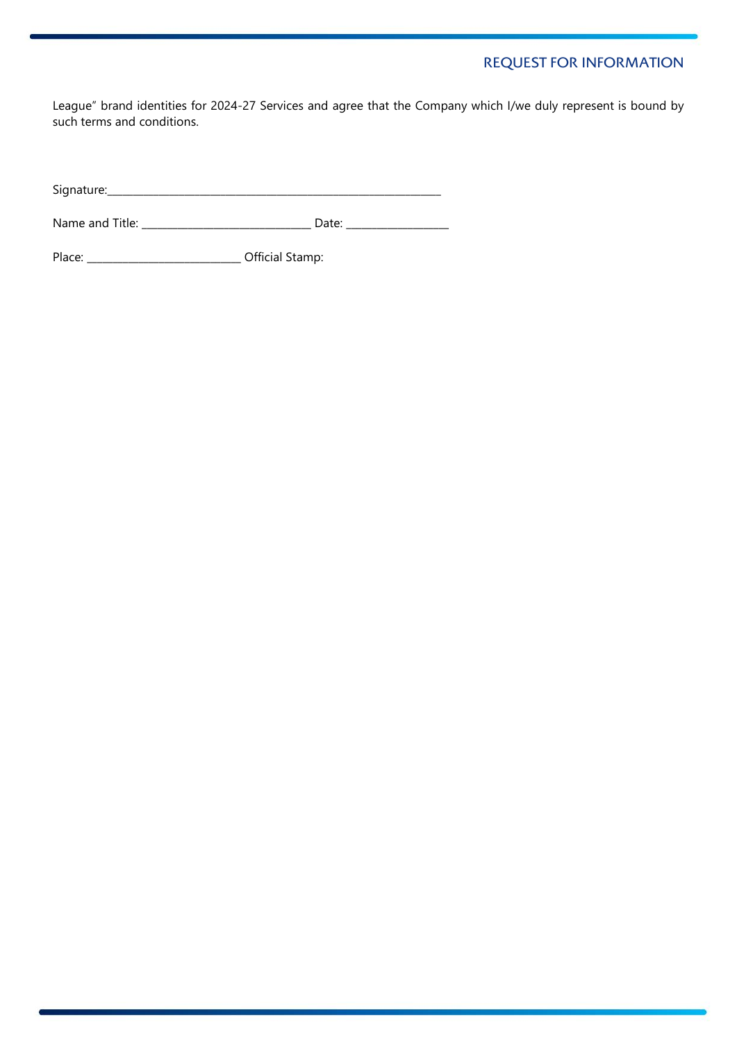League" brand identities for 2024-27 Services and agree that the Company which I/we duly represent is bound by such terms and conditions.

Signature:_______________________________________________________________

Name and Title: ________________________________ Date: ___________________

Place: _____________________________ Official Stamp: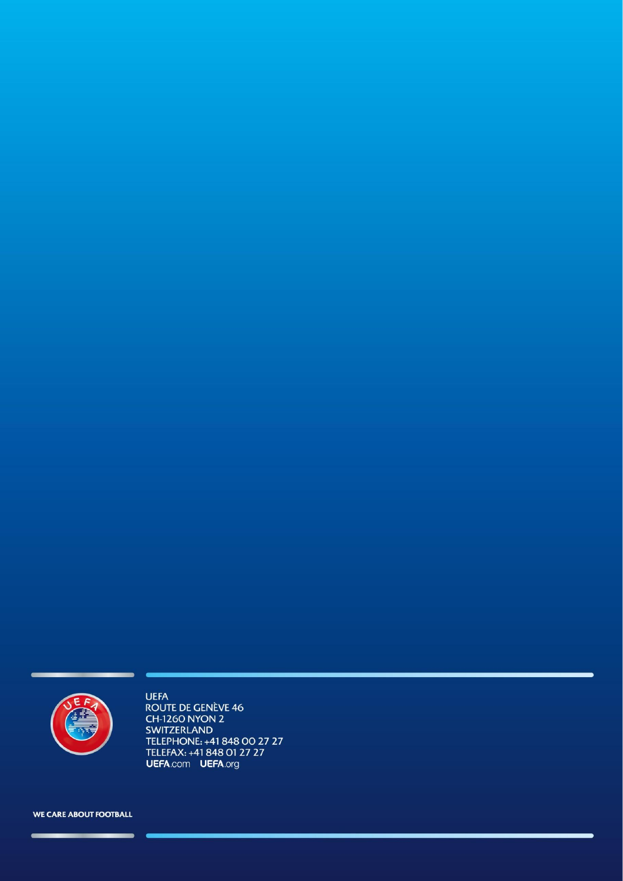UEFA
ROUTE DE GENÈVE 46
CH-1260 NYON 2
SWITZERLAND
TELEPHONE: +41 848 00 27 27
TELEFAX: +41 848 01 27 27
UEFA.com UEFA.org

WE CARE ABOUT FOOTBALL